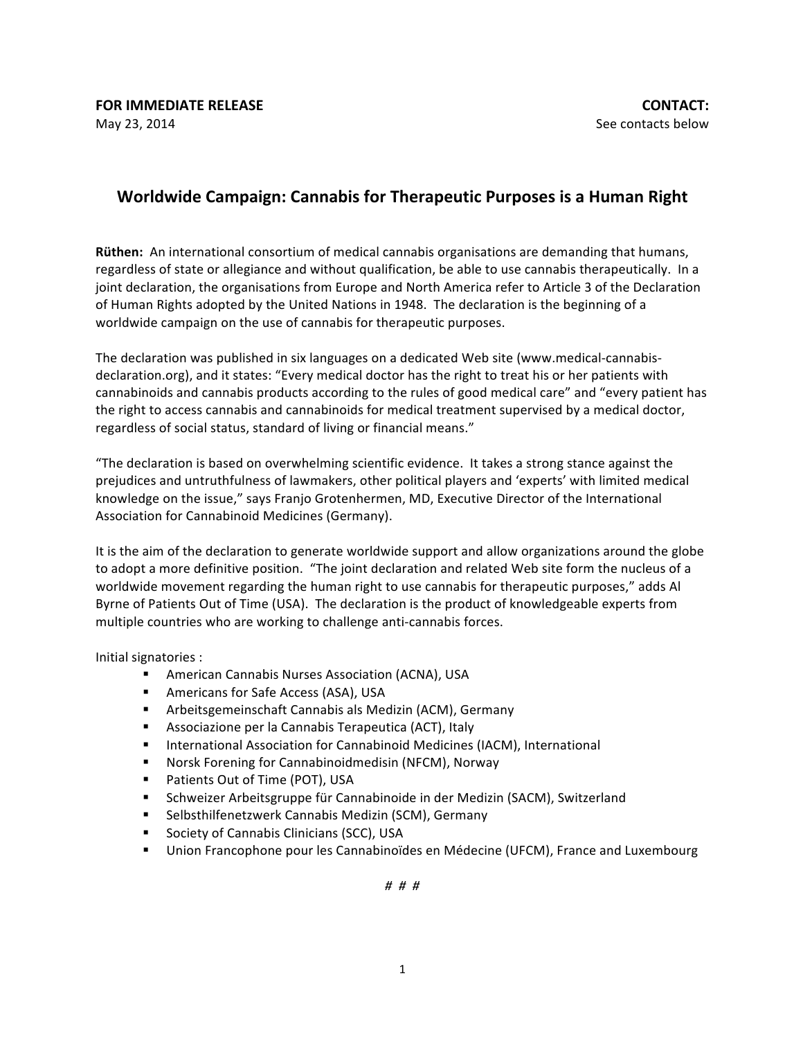**FOR IMMEDIATE RELEASE** **CONTACT:**

May 23, 2014 See contacts below

## Worldwide Campaign: Cannabis for Therapeutic Purposes is a Human Right

**Rüthen:** An international consortium of medical cannabis organisations are demanding that humans, regardless of state or allegiance and without qualification, be able to use cannabis therapeutically. In a joint declaration, the organisations from Europe and North America refer to Article 3 of the Declaration of Human Rights adopted by the United Nations in 1948. The declaration is the beginning of a worldwide campaign on the use of cannabis for therapeutic purposes.

The declaration was published in six languages on a dedicated Web site (www.medical-cannabis-declaration.org), and it states: "Every medical doctor has the right to treat his or her patients with cannabinoids and cannabis products according to the rules of good medical care" and "every patient has the right to access cannabis and cannabinoids for medical treatment supervised by a medical doctor, regardless of social status, standard of living or financial means."

"The declaration is based on overwhelming scientific evidence. It takes a strong stance against the prejudices and untruthfulness of lawmakers, other political players and 'experts' with limited medical knowledge on the issue," says Franjo Grotenhermen, MD, Executive Director of the International Association for Cannabinoid Medicines (Germany).

It is the aim of the declaration to generate worldwide support and allow organizations around the globe to adopt a more definitive position. "The joint declaration and related Web site form the nucleus of a worldwide movement regarding the human right to use cannabis for therapeutic purposes," adds Al Byrne of Patients Out of Time (USA). The declaration is the product of knowledgeable experts from multiple countries who are working to challenge anti-cannabis forces.

Initial signatories :

- American Cannabis Nurses Association (ACNA), USA
- Americans for Safe Access (ASA), USA
- Arbeitsgemeinschaft Cannabis als Medizin (ACM), Germany
- Associazione per la Cannabis Terapeutica (ACT), Italy
- International Association for Cannabinoid Medicines (IACM), International
- Norsk Forening for Cannabinoidmedisin (NFCM), Norway
- Patients Out of Time (POT), USA
- Schweizer Arbeitsgruppe für Cannabinoide in der Medizin (SACM), Switzerland
- Selbsthilfenetzwerk Cannabis Medizin (SCM), Germany
- Society of Cannabis Clinicians (SCC), USA
- Union Francophone pour les Cannabinoïdes en Médecine (UFCM), France and Luxembourg

# # #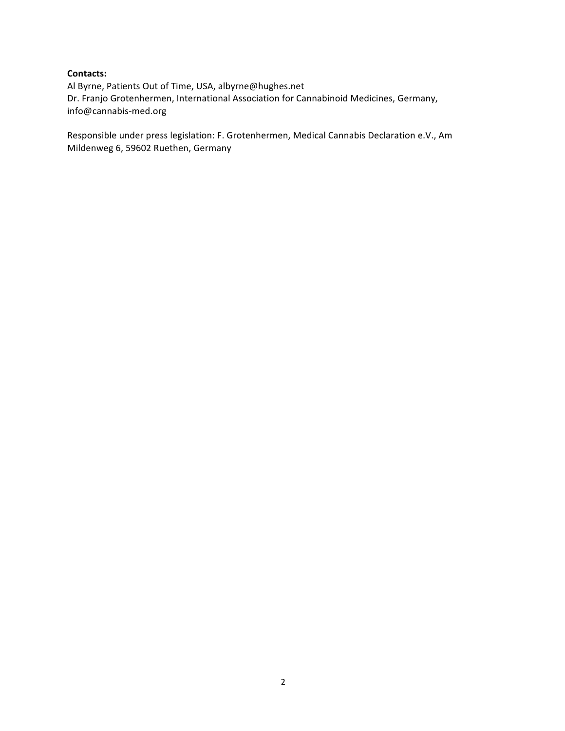**Contacts:**
Al Byrne, Patients Out of Time, USA, albyrne@hughes.net
Dr. Franjo Grotenhermen, International Association for Cannabinoid Medicines, Germany, info@cannabis-med.org

Responsible under press legislation: F. Grotenhermen, Medical Cannabis Declaration e.V., Am Mildenweg 6, 59602 Ruethen, Germany